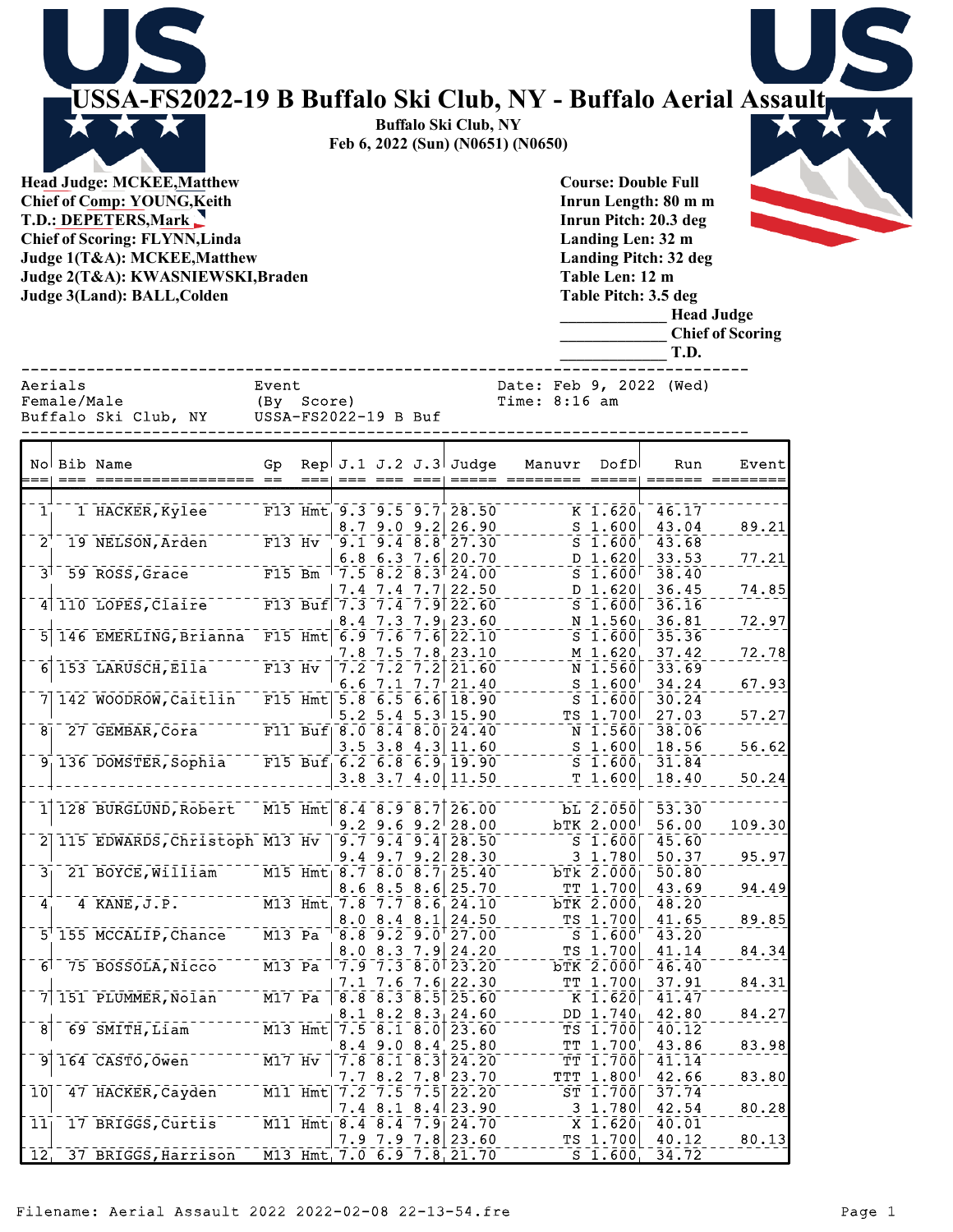# USSA-FS2022-19 B Buffalo Ski Club, NY - Buffalo Aerial Assault

**Buffalo Ski Club, NY**
**Feb 6, 2022 (Sun) (N0651) (N0650)**

**Head Judge: MCKEE,Matthew**
**Chief of Comp: YOUNG,Keith**
**T.D.: DEPETERS,Mark**
**Chief of Scoring: FLYNN,Linda**
**Judge 1(T&A): MCKEE,Matthew**
**Judge 2(T&A): KWASNIEWSKI,Braden**
**Judge 3(Land): BALL,Colden**

**Course: Double Full**
**Inrun Length: 80 m m**
**Inrun Pitch: 20.3 deg**
**Landing Len: 32 m**
**Landing Pitch: 32 deg**
**Table Len: 12 m**
**Table Pitch: 3.5 deg**

_____________ **Head Judge**
_____________ **Chief of Scoring**
_____________ **T.D.**

```
Aerials                  Event                     Date: Feb 9, 2022 (Wed)
Female/Male              (By  Score)               Time: 8:16 am
Buffalo Ski Club, NY     USSA-FS2022-19 B Buf
```

| No | Bib | Name | Gp | Rep | J.1 | J.2 | J.3 | Judge | Manuvr | DofD | Run | Event |
|---|---|---|---|---|---|---|---|---|---|---|---|---|
| 1 | 1 | HACKER,Kylee | F13 | Hmt | 9.3 | 9.5 | 9.7 | 28.50 | K | 1.620 | 46.17 | |
| | | | | | 8.7 | 9.0 | 9.2 | 26.90 | S | 1.600 | 43.04 | 89.21 |
| 2 | 19 | NELSON,Arden | F13 | Hv | 9.1 | 9.4 | 8.8 | 27.30 | S | 1.600 | 43.68 | |
| | | | | | 6.8 | 6.3 | 7.6 | 20.70 | D | 1.620 | 33.53 | 77.21 |
| 3 | 59 | ROSS,Grace | F15 | Bm | 7.5 | 8.2 | 8.3 | 24.00 | S | 1.600 | 38.40 | |
| | | | | | 7.4 | 7.4 | 7.7 | 22.50 | D | 1.620 | 36.45 | 74.85 |
| 4 | 110 | LOPES,Claire | F13 | Buf | 7.3 | 7.4 | 7.9 | 22.60 | S | 1.600 | 36.16 | |
| | | | | | 8.4 | 7.3 | 7.9 | 23.60 | N | 1.560 | 36.81 | 72.97 |
| 5 | 146 | EMERLING,Brianna | F15 | Hmt | 6.9 | 7.6 | 7.6 | 22.10 | S | 1.600 | 35.36 | |
| | | | | | 7.8 | 7.5 | 7.8 | 23.10 | M | 1.620 | 37.42 | 72.78 |
| 6 | 153 | LARUSCH,Ella | F13 | Hv | 7.2 | 7.2 | 7.2 | 21.60 | N | 1.560 | 33.69 | |
| | | | | | 6.6 | 7.1 | 7.7 | 21.40 | S | 1.600 | 34.24 | 67.93 |
| 7 | 142 | WOODROW,Caitlin | F15 | Hmt | 5.8 | 6.5 | 6.6 | 18.90 | S | 1.600 | 30.24 | |
| | | | | | 5.2 | 5.4 | 5.3 | 15.90 | TS | 1.700 | 27.03 | 57.27 |
| 8 | 27 | GEMBAR,Cora | F11 | Buf | 8.0 | 8.4 | 8.0 | 24.40 | N | 1.560 | 38.06 | |
| | | | | | 3.5 | 3.8 | 4.3 | 11.60 | S | 1.600 | 18.56 | 56.62 |
| 9 | 136 | DOMSTER,Sophia | F15 | Buf | 6.2 | 6.8 | 6.9 | 19.90 | S | 1.600 | 31.84 | |
| | | | | | 3.8 | 3.7 | 4.0 | 11.50 | T | 1.600 | 18.40 | 50.24 |
| 1 | 128 | BURGLUND,Robert | M15 | Hmt | 8.4 | 8.9 | 8.7 | 26.00 | bL | 2.050 | 53.30 | |
| | | | | | 9.2 | 9.6 | 9.2 | 28.00 | bTK | 2.000 | 56.00 | 109.30 |
| 2 | 115 | EDWARDS,Christoph | M13 | Hv | 9.7 | 9.4 | 9.4 | 28.50 | S | 1.600 | 45.60 | |
| | | | | | 9.4 | 9.7 | 9.2 | 28.30 | 3 | 1.780 | 50.37 | 95.97 |
| 3 | 21 | BOYCE,William | M15 | Hmt | 8.7 | 8.0 | 8.7 | 25.40 | bTk | 2.000 | 50.80 | |
| | | | | | 8.6 | 8.5 | 8.6 | 25.70 | TT | 1.700 | 43.69 | 94.49 |
| 4 | 4 | KANE,J.P. | M13 | Hmt | 7.8 | 7.7 | 8.6 | 24.10 | bTK | 2.000 | 48.20 | |
| | | | | | 8.0 | 8.4 | 8.1 | 24.50 | TS | 1.700 | 41.65 | 89.85 |
| 5 | 155 | MCCALIP,Chance | M13 | Pa | 8.8 | 9.2 | 9.0 | 27.00 | S | 1.600 | 43.20 | |
| | | | | | 8.0 | 8.3 | 7.9 | 24.20 | TS | 1.700 | 41.14 | 84.34 |
| 6 | 75 | BOSSOLA,Nicco | M13 | Pa | 7.9 | 7.3 | 8.0 | 23.20 | bTK | 2.000 | 46.40 | |
| | | | | | 7.1 | 7.6 | 7.6 | 22.30 | TT | 1.700 | 37.91 | 84.31 |
| 7 | 151 | PLUMMER,Nolan | M17 | Pa | 8.8 | 8.3 | 8.5 | 25.60 | K | 1.620 | 41.47 | |
| | | | | | 8.1 | 8.2 | 8.3 | 24.60 | DD | 1.740 | 42.80 | 84.27 |
| 8 | 69 | SMITH,Liam | M13 | Hmt | 7.5 | 8.1 | 8.0 | 23.60 | TS | 1.700 | 40.12 | |
| | | | | | 8.4 | 9.0 | 8.4 | 25.80 | TT | 1.700 | 43.86 | 83.98 |
| 9 | 164 | CASTO,Owen | M17 | Hv | 7.8 | 8.1 | 8.3 | 24.20 | TT | 1.700 | 41.14 | |
| | | | | | 7.7 | 8.2 | 7.8 | 23.70 | TTT | 1.800 | 42.66 | 83.80 |
| 10 | 47 | HACKER,Cayden | M11 | Hmt | 7.2 | 7.5 | 7.5 | 22.20 | ST | 1.700 | 37.74 | |
| | | | | | 7.4 | 8.1 | 8.4 | 23.90 | 3 | 1.780 | 42.54 | 80.28 |
| 11 | 17 | BRIGGS,Curtis | M11 | Hmt | 8.4 | 8.4 | 7.9 | 24.70 | X | 1.620 | 40.01 | |
| | | | | | 7.9 | 7.9 | 7.8 | 23.60 | TS | 1.700 | 40.12 | 80.13 |
| 12 | 37 | BRIGGS,Harrison | M13 | Hmt | 7.0 | 6.9 | 7.8 | 21.70 | S | 1.600 | 34.72 | |

Filename: Aerial Assault 2022 2022-02-08 22-13-54.fre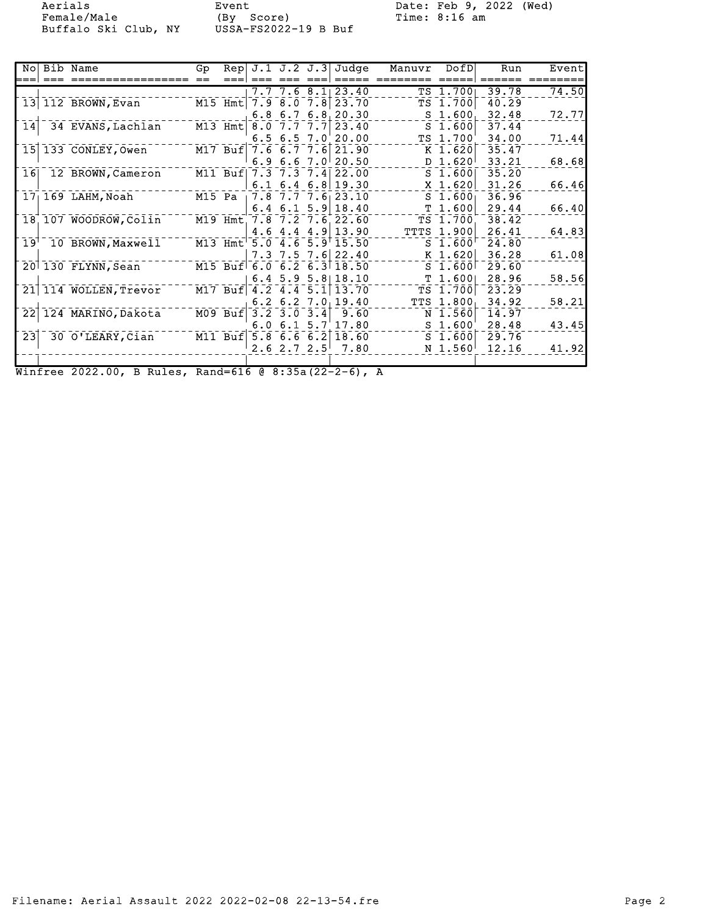Aerials
Female/Male
Buffalo Ski Club, NY

Event
(By Score)
USSA-FS2022-19 B Buf

Date: Feb 9, 2022 (Wed)
Time: 8:16 am

| No | Bib | Name | Gp | Rep | J.1 | J.2 | J.3 | Judge | Manuvr | DofD | Run | Event |
|---|---|---|---|---|---|---|---|---|---|---|---|---|
| | | | | | 7.7 | 7.6 | 8.1 | 23.40 | TS | 1.700 | 39.78 | 74.50 |
| 13 | 112 | BROWN,Evan | M15 | Hmt | 7.9 | 8.0 | 7.8 | 23.70 | TS | 1.700 | 40.29 | |
| | | | | | 6.8 | 6.7 | 6.8 | 20.30 | S | 1.600 | 32.48 | 72.77 |
| 14 | 34 | EVANS,Lachlan | M13 | Hmt | 8.0 | 7.7 | 7.7 | 23.40 | S | 1.600 | 37.44 | |
| | | | | | 6.5 | 6.5 | 7.0 | 20.00 | TS | 1.700 | 34.00 | 71.44 |
| 15 | 133 | CONLEY,Owen | M17 | Buf | 7.6 | 6.7 | 7.6 | 21.90 | K | 1.620 | 35.47 | |
| | | | | | 6.9 | 6.6 | 7.0 | 20.50 | D | 1.620 | 33.21 | 68.68 |
| 16 | 12 | BROWN,Cameron | M11 | Buf | 7.3 | 7.3 | 7.4 | 22.00 | S | 1.600 | 35.20 | |
| | | | | | 6.1 | 6.4 | 6.8 | 19.30 | X | 1.620 | 31.26 | 66.46 |
| 17 | 169 | LAHM,Noah | M15 | Pa | 7.8 | 7.7 | 7.6 | 23.10 | S | 1.600 | 36.96 | |
| | | | | | 6.4 | 6.1 | 5.9 | 18.40 | T | 1.600 | 29.44 | 66.40 |
| 18 | 107 | WOODROW,Colin | M19 | Hmt | 7.8 | 7.2 | 7.6 | 22.60 | TS | 1.700 | 38.42 | |
| | | | | | 4.6 | 4.4 | 4.9 | 13.90 | TTTS | 1.900 | 26.41 | 64.83 |
| 19 | 10 | BROWN,Maxwell | M13 | Hmt | 5.0 | 4.6 | 5.9 | 15.50 | S | 1.600 | 24.80 | |
| | | | | | 7.3 | 7.5 | 7.6 | 22.40 | K | 1.620 | 36.28 | 61.08 |
| 20 | 130 | FLYNN,Sean | M15 | Buf | 6.0 | 6.2 | 6.3 | 18.50 | S | 1.600 | 29.60 | |
| | | | | | 6.4 | 5.9 | 5.8 | 18.10 | T | 1.600 | 28.96 | 58.56 |
| 21 | 114 | WOLLEN,Trevor | M17 | Buf | 4.2 | 4.4 | 5.1 | 13.70 | TS | 1.700 | 23.29 | |
| | | | | | 6.2 | 6.2 | 7.0 | 19.40 | TTS | 1.800 | 34.92 | 58.21 |
| 22 | 124 | MARINO,Dakota | M09 | Buf | 3.2 | 3.0 | 3.4 | 9.60 | N | 1.560 | 14.97 | |
| | | | | | 6.0 | 6.1 | 5.7 | 17.80 | S | 1.600 | 28.48 | 43.45 |
| 23 | 30 | O'LEARY,Cian | M11 | Buf | 5.8 | 6.6 | 6.2 | 18.60 | S | 1.600 | 29.76 | |
| | | | | | 2.6 | 2.7 | 2.5 | 7.80 | N | 1.560 | 12.16 | 41.92 |

Winfree 2022.00, B Rules, Rand=616 @ 8:35a(22-2-6), A

Filename: Aerial Assault 2022 2022-02-08 22-13-54.fre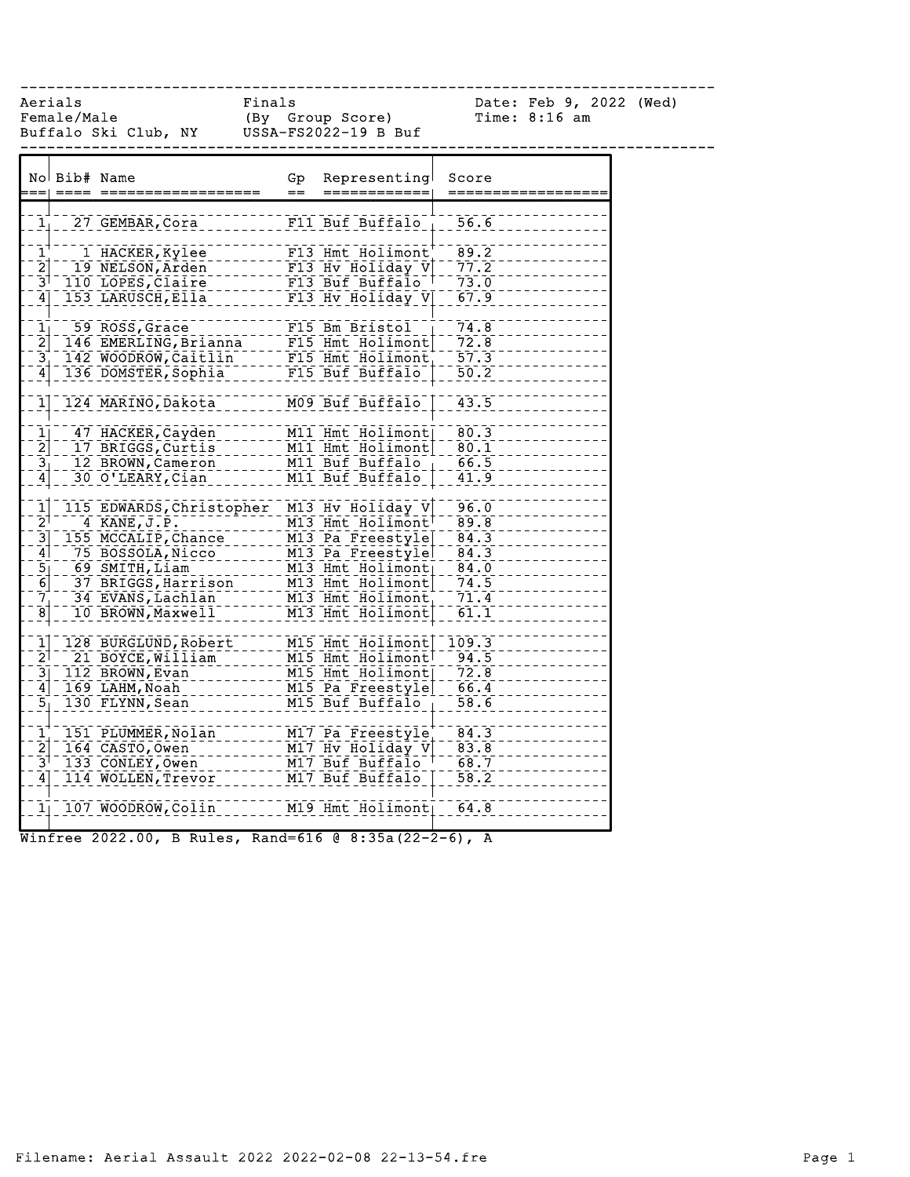Aerials Finals Date: Feb 9, 2022 (Wed)
Female/Male (By Group Score) Time: 8:16 am
Buffalo Ski Club, NY USSA-FS2022-19 B Buf

| No | Bib# | Name | Gp | Representing | Score |
|---|---|---|---|---|---|
| 1 | 27 | GEMBAR,Cora | F11 | Buf Buffalo | 56.6 |
| 1 | 1 | HACKER,Kylee | F13 | Hmt Holimont | 89.2 |
| 2 | 19 | NELSON,Arden | F13 | Hv Holiday V | 77.2 |
| 3 | 110 | LOPES,Claire | F13 | Buf Buffalo | 73.0 |
| 4 | 153 | LARUSCH,Ella | F13 | Hv Holiday V | 67.9 |
| 1 | 59 | ROSS,Grace | F15 | Bm Bristol | 74.8 |
| 2 | 146 | EMERLING,Brianna | F15 | Hmt Holimont | 72.8 |
| 3 | 142 | WOODROW,Caitlin | F15 | Hmt Holimont | 57.3 |
| 4 | 136 | DOMSTER,Sophia | F15 | Buf Buffalo | 50.2 |
| 1 | 124 | MARINO,Dakota | M09 | Buf Buffalo | 43.5 |
| 1 | 47 | HACKER,Cayden | M11 | Hmt Holimont | 80.3 |
| 2 | 17 | BRIGGS,Curtis | M11 | Hmt Holimont | 80.1 |
| 3 | 12 | BROWN,Cameron | M11 | Buf Buffalo | 66.5 |
| 4 | 30 | O'LEARY,Cian | M11 | Buf Buffalo | 41.9 |
| 1 | 115 | EDWARDS,Christopher | M13 | Hv Holiday V | 96.0 |
| 2 | 4 | KANE,J.P. | M13 | Hmt Holimont | 89.8 |
| 3 | 155 | MCCALIP,Chance | M13 | Pa Freestyle | 84.3 |
| 4 | 75 | BOSSOLA,Nicco | M13 | Pa Freestyle | 84.3 |
| 5 | 69 | SMITH,Liam | M13 | Hmt Holimont | 84.0 |
| 6 | 37 | BRIGGS,Harrison | M13 | Hmt Holimont | 74.5 |
| 7 | 34 | EVANS,Lachlan | M13 | Hmt Holimont | 71.4 |
| 8 | 10 | BROWN,Maxwell | M13 | Hmt Holimont | 61.1 |
| 1 | 128 | BURGLUND,Robert | M15 | Hmt Holimont | 109.3 |
| 2 | 21 | BOYCE,William | M15 | Hmt Holimont | 94.5 |
| 3 | 112 | BROWN,Evan | M15 | Hmt Holimont | 72.8 |
| 4 | 169 | LAHM,Noah | M15 | Pa Freestyle | 66.4 |
| 5 | 130 | FLYNN,Sean | M15 | Buf Buffalo | 58.6 |
| 1 | 151 | PLUMMER,Nolan | M17 | Pa Freestyle | 84.3 |
| 2 | 164 | CASTO,Owen | M17 | Hv Holiday V | 83.8 |
| 3 | 133 | CONLEY,Owen | M17 | Buf Buffalo | 68.7 |
| 4 | 114 | WOLLEN,Trevor | M17 | Buf Buffalo | 58.2 |
| 1 | 107 | WOODROW,Colin | M19 | Hmt Holimont | 64.8 |

Winfree 2022.00, B Rules, Rand=616 @ 8:35a(22-2-6), A

Filename: Aerial Assault 2022 2022-02-08 22-13-54.fre